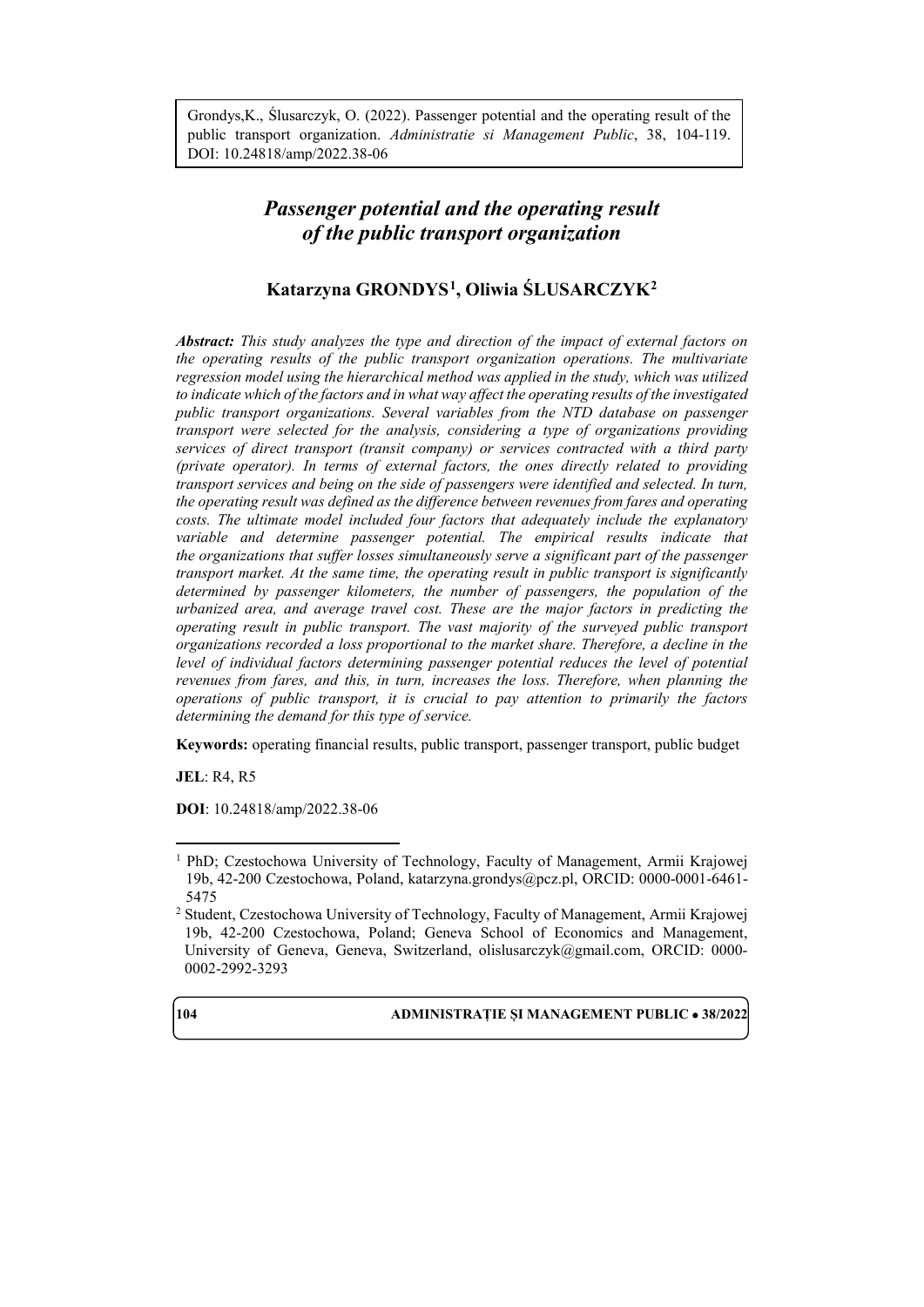Grondys,K., Ślusarczyk, O. (2022). Passenger potential and the operating result of the public transport organization. *Administratie si Management Public*, 38, 104-119. DOI: 10.24818/amp/2022.38-06

# *Passenger potential and the operating result of the public transport organization*

## Katarzyna GRONDYS[1], Oliwia ŚLUSARCZYK[2]

***Abstract:*** *This study analyzes the type and direction of the impact of external factors on the operating results of the public transport organization operations. The multivariate regression model using the hierarchical method was applied in the study, which was utilized to indicate which of the factors and in what way affect the operating results of the investigated public transport organizations. Several variables from the NTD database on passenger transport were selected for the analysis, considering a type of organizations providing services of direct transport (transit company) or services contracted with a third party (private operator). In terms of external factors, the ones directly related to providing transport services and being on the side of passengers were identified and selected. In turn, the operating result was defined as the difference between revenues from fares and operating costs. The ultimate model included four factors that adequately include the explanatory variable and determine passenger potential. The empirical results indicate that the organizations that suffer losses simultaneously serve a significant part of the passenger transport market. At the same time, the operating result in public transport is significantly determined by passenger kilometers, the number of passengers, the population of the urbanized area, and average travel cost. These are the major factors in predicting the operating result in public transport. The vast majority of the surveyed public transport organizations recorded a loss proportional to the market share. Therefore, a decline in the level of individual factors determining passenger potential reduces the level of potential revenues from fares, and this, in turn, increases the loss. Therefore, when planning the operations of public transport, it is crucial to pay attention to primarily the factors determining the demand for this type of service.*

**Keywords:** operating financial results, public transport, passenger transport, public budget

**JEL**: R4, R5

**DOI**: 10.24818/amp/2022.38-06

---

[1] PhD; Czestochowa University of Technology, Faculty of Management, Armii Krajowej 19b, 42-200 Czestochowa, Poland, katarzyna.grondys@pcz.pl, ORCID: 0000-0001-6461-5475

[2] Student, Czestochowa University of Technology, Faculty of Management, Armii Krajowej 19b, 42-200 Czestochowa, Poland; Geneva School of Economics and Management, University of Geneva, Geneva, Switzerland, olislusarczyk@gmail.com, ORCID: 0000-0002-2992-3293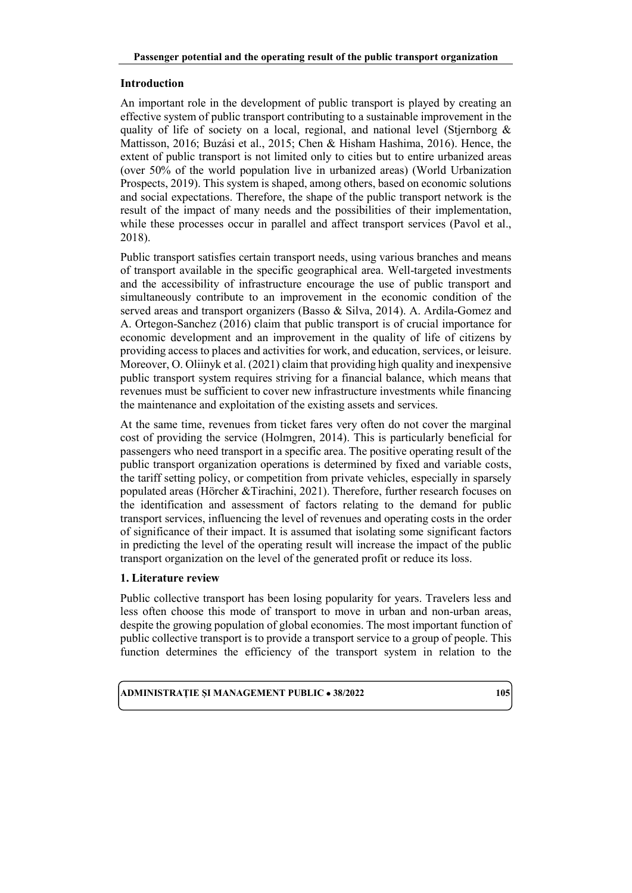## Introduction

An important role in the development of public transport is played by creating an effective system of public transport contributing to a sustainable improvement in the quality of life of society on a local, regional, and national level (Stjernborg & Mattisson, 2016; Buzási et al., 2015; Chen & Hisham Hashima, 2016). Hence, the extent of public transport is not limited only to cities but to entire urbanized areas (over 50% of the world population live in urbanized areas) (World Urbanization Prospects, 2019). This system is shaped, among others, based on economic solutions and social expectations. Therefore, the shape of the public transport network is the result of the impact of many needs and the possibilities of their implementation, while these processes occur in parallel and affect transport services (Pavol et al., 2018).

Public transport satisfies certain transport needs, using various branches and means of transport available in the specific geographical area. Well-targeted investments and the accessibility of infrastructure encourage the use of public transport and simultaneously contribute to an improvement in the economic condition of the served areas and transport organizers (Basso & Silva, 2014). A. Ardila-Gomez and A. Ortegon-Sanchez (2016) claim that public transport is of crucial importance for economic development and an improvement in the quality of life of citizens by providing access to places and activities for work, and education, services, or leisure. Moreover, O. Oliinyk et al. (2021) claim that providing high quality and inexpensive public transport system requires striving for a financial balance, which means that revenues must be sufficient to cover new infrastructure investments while financing the maintenance and exploitation of the existing assets and services.

At the same time, revenues from ticket fares very often do not cover the marginal cost of providing the service (Holmgren, 2014). This is particularly beneficial for passengers who need transport in a specific area. The positive operating result of the public transport organization operations is determined by fixed and variable costs, the tariff setting policy, or competition from private vehicles, especially in sparsely populated areas (Hörcher &Tirachini, 2021). Therefore, further research focuses on the identification and assessment of factors relating to the demand for public transport services, influencing the level of revenues and operating costs in the order of significance of their impact. It is assumed that isolating some significant factors in predicting the level of the operating result will increase the impact of the public transport organization on the level of the generated profit or reduce its loss.

## 1. Literature review

Public collective transport has been losing popularity for years. Travelers less and less often choose this mode of transport to move in urban and non-urban areas, despite the growing population of global economies. The most important function of public collective transport is to provide a transport service to a group of people. This function determines the efficiency of the transport system in relation to the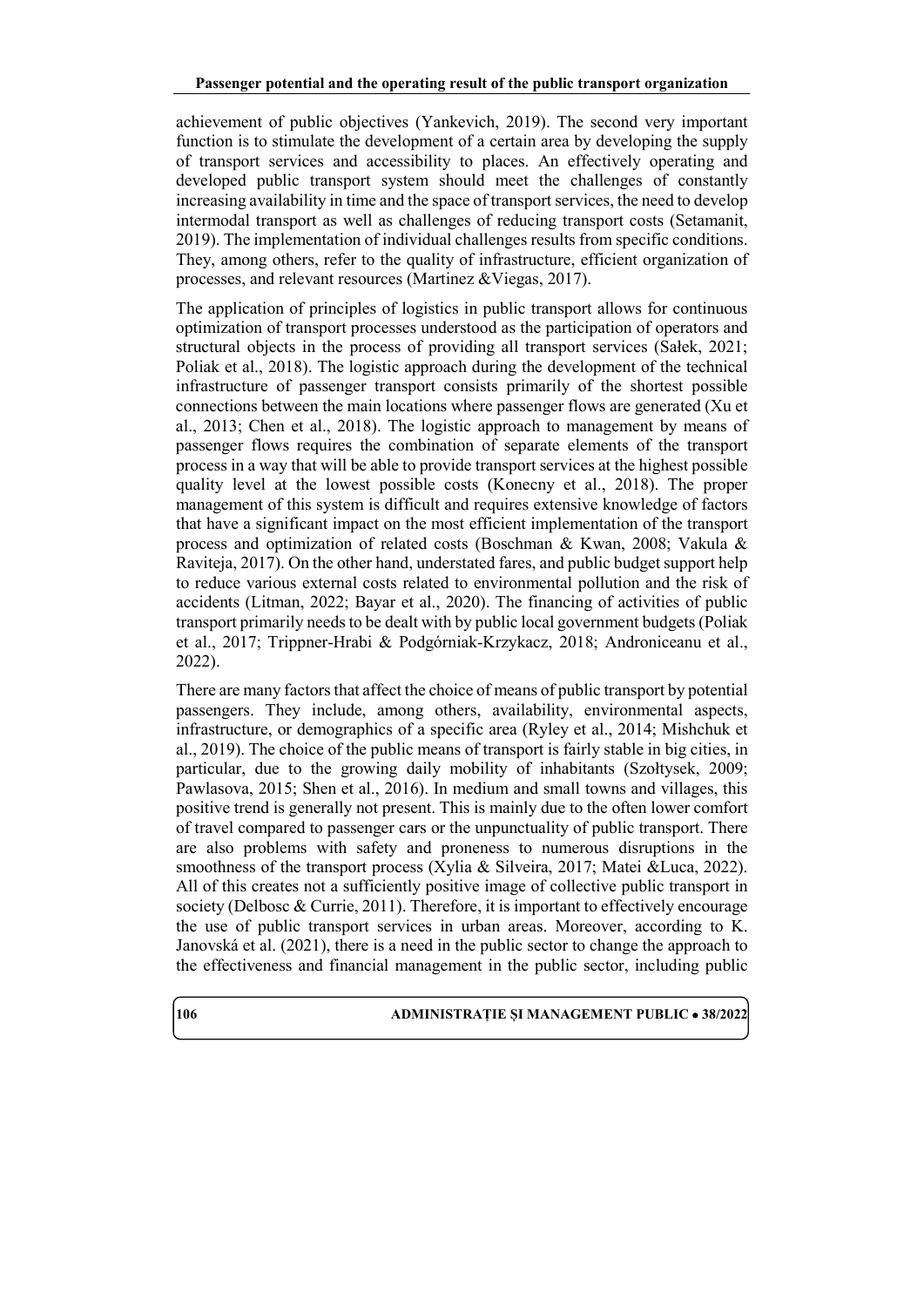achievement of public objectives (Yankevich, 2019). The second very important function is to stimulate the development of a certain area by developing the supply of transport services and accessibility to places. An effectively operating and developed public transport system should meet the challenges of constantly increasing availability in time and the space of transport services, the need to develop intermodal transport as well as challenges of reducing transport costs (Setamanit, 2019). The implementation of individual challenges results from specific conditions. They, among others, refer to the quality of infrastructure, efficient organization of processes, and relevant resources (Martinez &Viegas, 2017).

The application of principles of logistics in public transport allows for continuous optimization of transport processes understood as the participation of operators and structural objects in the process of providing all transport services (Sałek, 2021; Poliak et al., 2018). The logistic approach during the development of the technical infrastructure of passenger transport consists primarily of the shortest possible connections between the main locations where passenger flows are generated (Xu et al., 2013; Chen et al., 2018). The logistic approach to management by means of passenger flows requires the combination of separate elements of the transport process in a way that will be able to provide transport services at the highest possible quality level at the lowest possible costs (Konecny et al., 2018). The proper management of this system is difficult and requires extensive knowledge of factors that have a significant impact on the most efficient implementation of the transport process and optimization of related costs (Boschman & Kwan, 2008; Vakula & Raviteja, 2017). On the other hand, understated fares, and public budget support help to reduce various external costs related to environmental pollution and the risk of accidents (Litman, 2022; Bayar et al., 2020). The financing of activities of public transport primarily needs to be dealt with by public local government budgets (Poliak et al., 2017; Trippner-Hrabi & Podgórniak-Krzykacz, 2018; Androniceanu et al., 2022).

There are many factors that affect the choice of means of public transport by potential passengers. They include, among others, availability, environmental aspects, infrastructure, or demographics of a specific area (Ryley et al., 2014; Mishchuk et al., 2019). The choice of the public means of transport is fairly stable in big cities, in particular, due to the growing daily mobility of inhabitants (Szołtysek, 2009; Pawlasova, 2015; Shen et al., 2016). In medium and small towns and villages, this positive trend is generally not present. This is mainly due to the often lower comfort of travel compared to passenger cars or the unpunctuality of public transport. There are also problems with safety and proneness to numerous disruptions in the smoothness of the transport process (Xylia & Silveira, 2017; Matei &Luca, 2022). All of this creates not a sufficiently positive image of collective public transport in society (Delbosc & Currie, 2011). Therefore, it is important to effectively encourage the use of public transport services in urban areas. Moreover, according to K. Janovská et al. (2021), there is a need in the public sector to change the approach to the effectiveness and financial management in the public sector, including public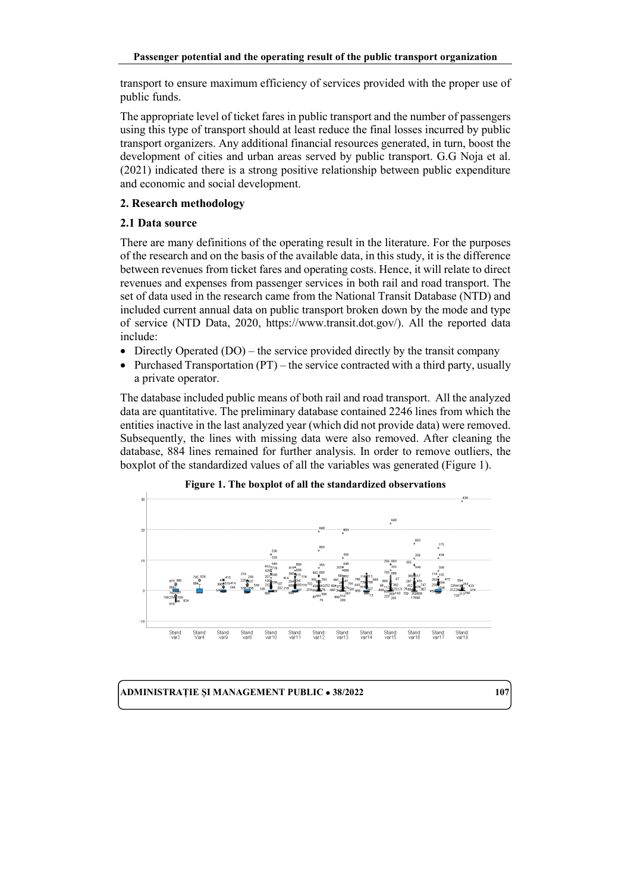transport to ensure maximum efficiency of services provided with the proper use of public funds.

The appropriate level of ticket fares in public transport and the number of passengers using this type of transport should at least reduce the final losses incurred by public transport organizers. Any additional financial resources generated, in turn, boost the development of cities and urban areas served by public transport. G.G Noja et al. (2021) indicated there is a strong positive relationship between public expenditure and economic and social development.

## 2. Research methodology

### 2.1 Data source

There are many definitions of the operating result in the literature. For the purposes of the research and on the basis of the available data, in this study, it is the difference between revenues from ticket fares and operating costs. Hence, it will relate to direct revenues and expenses from passenger services in both rail and road transport. The set of data used in the research came from the National Transit Database (NTD) and included current annual data on public transport broken down by the mode and type of service (NTD Data, 2020, https://www.transit.dot.gov/). All the reported data include:

- Directly Operated (DO) – the service provided directly by the transit company
- Purchased Transportation (PT) – the service contracted with a third party, usually a private operator.

The database included public means of both rail and road transport. All the analyzed data are quantitative. The preliminary database contained 2246 lines from which the entities inactive in the last analyzed year (which did not provide data) were removed. Subsequently, the lines with missing data were also removed. After cleaning the database, 884 lines remained for further analysis. In order to remove outliers, the boxplot of the standardized values of all the variables was generated (Figure 1).

**Figure 1. The boxplot of all the standardized observations**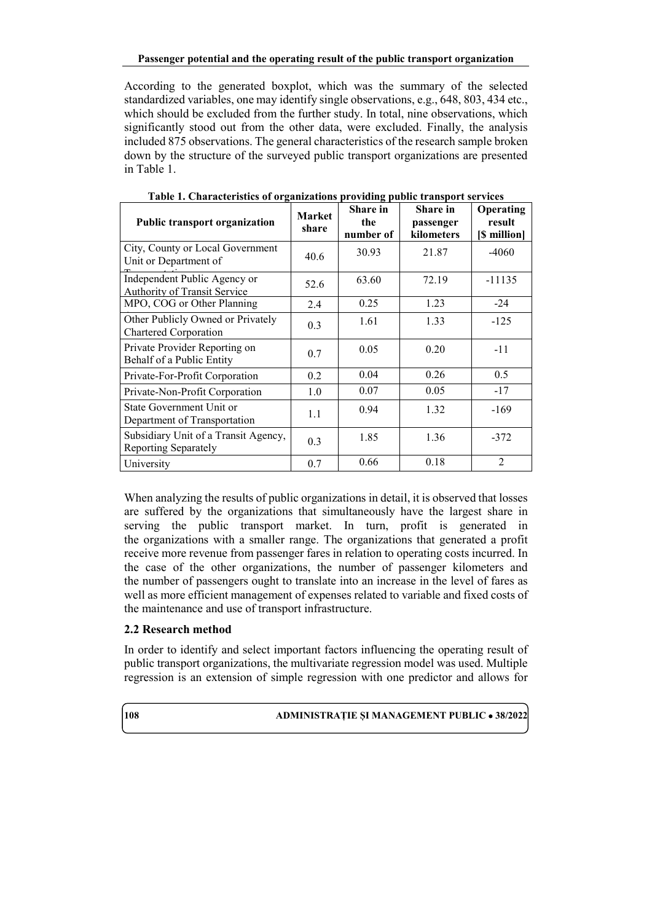According to the generated boxplot, which was the summary of the selected standardized variables, one may identify single observations, e.g., 648, 803, 434 etc., which should be excluded from the further study. In total, nine observations, which significantly stood out from the other data, were excluded. Finally, the analysis included 875 observations. The general characteristics of the research sample broken down by the structure of the surveyed public transport organizations are presented in Table 1.

**Table 1. Characteristics of organizations providing public transport services**

| Public transport organization | Market share | Share in the number of | Share in passenger kilometers | Operating result [$ million] |
|---|---|---|---|---|
| City, County or Local Government Unit or Department of Transportation | 40.6 | 30.93 | 21.87 | -4060 |
| Independent Public Agency or Authority of Transit Service | 52.6 | 63.60 | 72.19 | -11135 |
| MPO, COG or Other Planning | 2.4 | 0.25 | 1.23 | -24 |
| Other Publicly Owned or Privately Chartered Corporation | 0.3 | 1.61 | 1.33 | -125 |
| Private Provider Reporting on Behalf of a Public Entity | 0.7 | 0.05 | 0.20 | -11 |
| Private-For-Profit Corporation | 0.2 | 0.04 | 0.26 | 0.5 |
| Private-Non-Profit Corporation | 1.0 | 0.07 | 0.05 | -17 |
| State Government Unit or Department of Transportation | 1.1 | 0.94 | 1.32 | -169 |
| Subsidiary Unit of a Transit Agency, Reporting Separately | 0.3 | 1.85 | 1.36 | -372 |
| University | 0.7 | 0.66 | 0.18 | 2 |

When analyzing the results of public organizations in detail, it is observed that losses are suffered by the organizations that simultaneously have the largest share in serving the public transport market. In turn, profit is generated in the organizations with a smaller range. The organizations that generated a profit receive more revenue from passenger fares in relation to operating costs incurred. In the case of the other organizations, the number of passenger kilometers and the number of passengers ought to translate into an increase in the level of fares as well as more efficient management of expenses related to variable and fixed costs of the maintenance and use of transport infrastructure.

### 2.2 Research method

In order to identify and select important factors influencing the operating result of public transport organizations, the multivariate regression model was used. Multiple regression is an extension of simple regression with one predictor and allows for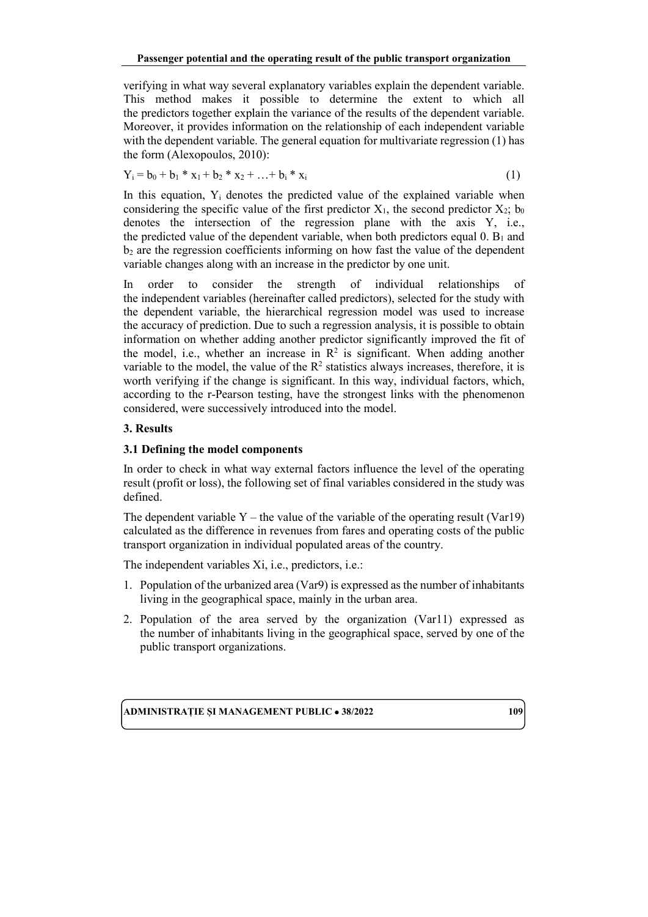verifying in what way several explanatory variables explain the dependent variable. This method makes it possible to determine the extent to which all the predictors together explain the variance of the results of the dependent variable. Moreover, it provides information on the relationship of each independent variable with the dependent variable. The general equation for multivariate regression (1) has the form (Alexopoulos, 2010):

$$Y_i = b_0 + b_1 * x_1 + b_2 * x_2 + \ldots + b_i * x_i \quad (1)$$

In this equation, $Y_i$ denotes the predicted value of the explained variable when considering the specific value of the first predictor $X_1$, the second predictor $X_2$; $b_0$ denotes the intersection of the regression plane with the axis Y, i.e., the predicted value of the dependent variable, when both predictors equal 0. $B_1$ and $b_2$ are the regression coefficients informing on how fast the value of the dependent variable changes along with an increase in the predictor by one unit.

In order to consider the strength of individual relationships of the independent variables (hereinafter called predictors), selected for the study with the dependent variable, the hierarchical regression model was used to increase the accuracy of prediction. Due to such a regression analysis, it is possible to obtain information on whether adding another predictor significantly improved the fit of the model, i.e., whether an increase in $R^2$ is significant. When adding another variable to the model, the value of the $R^2$ statistics always increases, therefore, it is worth verifying if the change is significant. In this way, individual factors, which, according to the r-Pearson testing, have the strongest links with the phenomenon considered, were successively introduced into the model.

## 3. Results

### 3.1 Defining the model components

In order to check in what way external factors influence the level of the operating result (profit or loss), the following set of final variables considered in the study was defined.

The dependent variable Y – the value of the variable of the operating result (Var19) calculated as the difference in revenues from fares and operating costs of the public transport organization in individual populated areas of the country.

The independent variables Xi, i.e., predictors, i.e.:

1. Population of the urbanized area (Var9) is expressed as the number of inhabitants living in the geographical space, mainly in the urban area.
2. Population of the area served by the organization (Var11) expressed as the number of inhabitants living in the geographical space, served by one of the public transport organizations.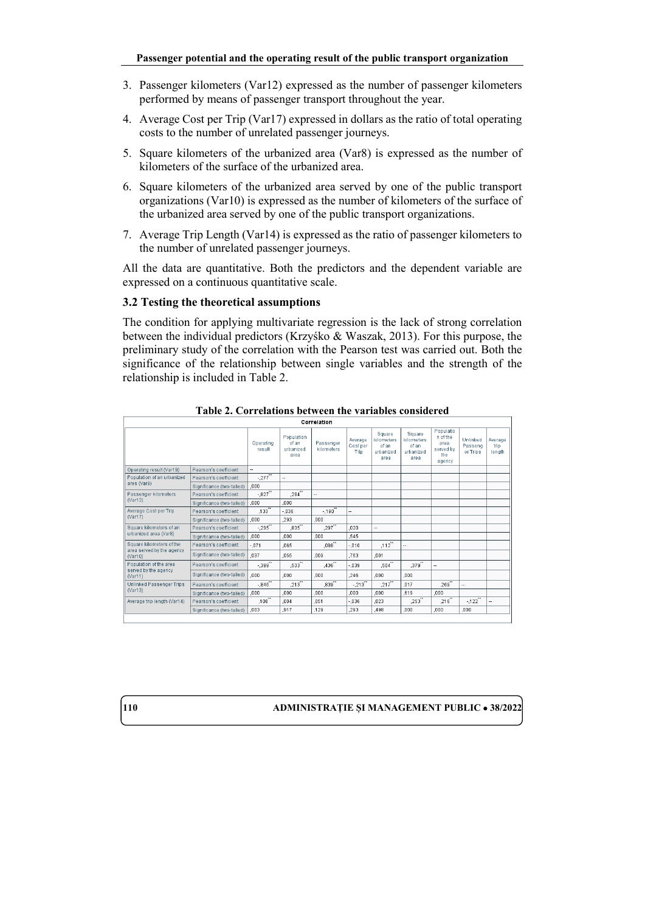3. Passenger kilometers (Var12) expressed as the number of passenger kilometers performed by means of passenger transport throughout the year.
4. Average Cost per Trip (Var17) expressed in dollars as the ratio of total operating costs to the number of unrelated passenger journeys.
5. Square kilometers of the urbanized area (Var8) is expressed as the number of kilometers of the surface of the urbanized area.
6. Square kilometers of the urbanized area served by one of the public transport organizations (Var10) is expressed as the number of kilometers of the surface of the urbanized area served by one of the public transport organizations.
7. Average Trip Length (Var14) is expressed as the ratio of passenger kilometers to the number of unrelated passenger journeys.

All the data are quantitative. Both the predictors and the dependent variable are expressed on a continuous quantitative scale.

### 3.2 Testing the theoretical assumptions

The condition for applying multivariate regression is the lack of strong correlation between the individual predictors (Krzyśko & Waszak, 2013). For this purpose, the preliminary study of the correlation with the Pearson test was carried out. Both the significance of the relationship between single variables and the strength of the relationship is included in Table 2.

**Table 2. Correlations between the variables considered**

| Correlation | | Operating result | Population of an urbanized area | Passenger kilometers | Average Cost per Trip | Square kilometers of an urbanized area | Square kilometers of an urbanized area | Population of the area served by the agency | Unlinked Passenger Trips | Average trip length |
|---|---|---|---|---|---|---|---|---|---|---|
| Operating result (Var19) | Pearson's coefficient | -- | | | | | | | | |
| Population of an urbanized area (Var3) | Pearson's coefficient | -,277** | -- | | | | | | | |
| | Significance (two-tailed) | ,000 | | | | | | | | |
| Passenger kilometers (Var12) | Pearson's coefficient | -,827** | ,284** | -- | | | | | | |
| | Significance (two-tailed) | ,000 | ,000 | | | | | | | |
| Average Cost per Trip (Var17) | Pearson's coefficient | ,133** | -,036 | -,190** | -- | | | | | |
| | Significance (two-tailed) | ,000 | ,293 | ,000 | | | | | | |
| Square kilometers of an urbanized area (Var8) | Pearson's coefficient | -,295** | ,835** | ,297** | ,020 | -- | | | | |
| | Significance (two-tailed) | ,000 | ,000 | ,000 | ,545 | | | | | |
| Square kilometers of the area served by the agency (Var10) | Pearson's coefficient | -,071 | ,065 | ,088** | -,010 | ,112** | -- | | | |
| | Significance (two-tailed) | ,037 | ,055 | ,009 | ,763 | ,001 | | | | |
| Population of the area served by the agency (Var11) | Pearson's coefficient | -,399** | ,533** | ,436** | -,039 | ,504** | ,379** | -- | | |
| | Significance (two-tailed) | ,000 | ,000 | ,000 | ,246 | ,000 | ,000 | | | |
| Unlinked Passenger Trips (Var13) | Pearson's coefficient | -,846** | ,213** | ,839** | -,213** | ,217** | ,017 | ,269** | -- | |
| | Significance (two-tailed) | ,000 | ,000 | ,000 | ,000 | ,000 | ,619 | ,000 | | |
| Average trip length (Var14) | Pearson's coefficient | ,100** | ,004 | ,051 | -,036 | ,023 | ,253** | ,216** | -,122** | -- |
| | Significance (two-tailed) | ,003 | ,917 | ,129 | ,293 | ,498 | ,000 | ,000 | ,000 | |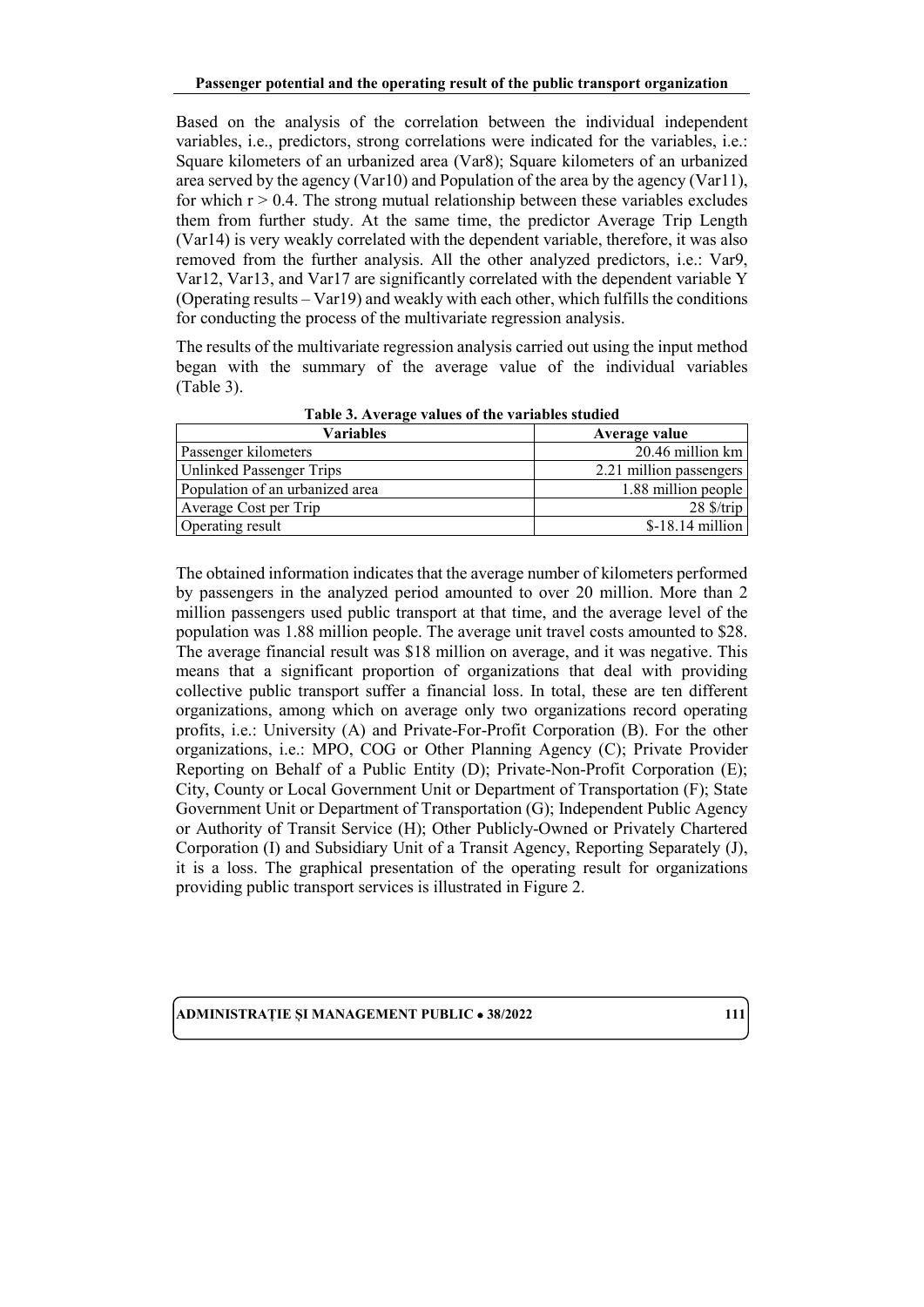Based on the analysis of the correlation between the individual independent variables, i.e., predictors, strong correlations were indicated for the variables, i.e.: Square kilometers of an urbanized area (Var8); Square kilometers of an urbanized area served by the agency (Var10) and Population of the area by the agency (Var11), for which $r > 0.4$. The strong mutual relationship between these variables excludes them from further study. At the same time, the predictor Average Trip Length (Var14) is very weakly correlated with the dependent variable, therefore, it was also removed from the further analysis. All the other analyzed predictors, i.e.: Var9, Var12, Var13, and Var17 are significantly correlated with the dependent variable Y (Operating results – Var19) and weakly with each other, which fulfills the conditions for conducting the process of the multivariate regression analysis.

The results of the multivariate regression analysis carried out using the input method began with the summary of the average value of the individual variables (Table 3).

**Table 3. Average values of the variables studied**

| Variables | Average value |
|---|---|
| Passenger kilometers | 20.46 million km |
| Unlinked Passenger Trips | 2.21 million passengers |
| Population of an urbanized area | 1.88 million people |
| Average Cost per Trip | 28 $/trip |
| Operating result | $-18.14 million |

The obtained information indicates that the average number of kilometers performed by passengers in the analyzed period amounted to over 20 million. More than 2 million passengers used public transport at that time, and the average level of the population was 1.88 million people. The average unit travel costs amounted to $28. The average financial result was $18 million on average, and it was negative. This means that a significant proportion of organizations that deal with providing collective public transport suffer a financial loss. In total, these are ten different organizations, among which on average only two organizations record operating profits, i.e.: University (A) and Private-For-Profit Corporation (B). For the other organizations, i.e.: MPO, COG or Other Planning Agency (C); Private Provider Reporting on Behalf of a Public Entity (D); Private-Non-Profit Corporation (E); City, County or Local Government Unit or Department of Transportation (F); State Government Unit or Department of Transportation (G); Independent Public Agency or Authority of Transit Service (H); Other Publicly-Owned or Privately Chartered Corporation (I) and Subsidiary Unit of a Transit Agency, Reporting Separately (J), it is a loss. The graphical presentation of the operating result for organizations providing public transport services is illustrated in Figure 2.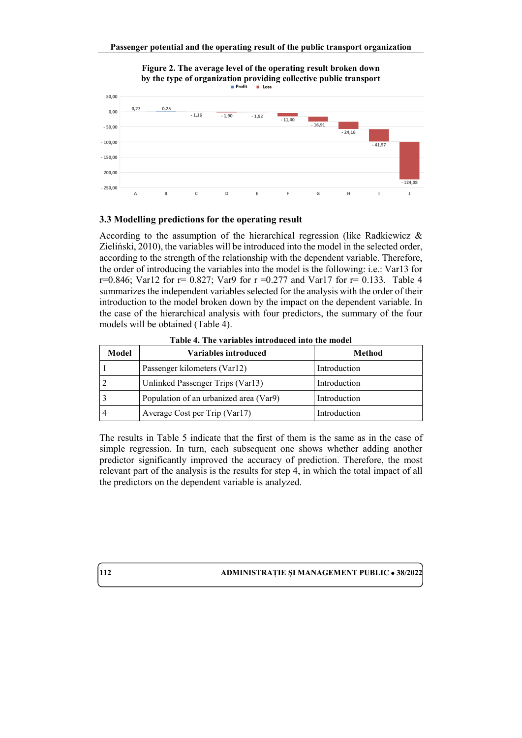**Figure 2. The average level of the operating result broken down by the type of organization providing collective public transport**

### 3.3 Modelling predictions for the operating result

According to the assumption of the hierarchical regression (like Radkiewicz & Zieliński, 2010), the variables will be introduced into the model in the selected order, according to the strength of the relationship with the dependent variable. Therefore, the order of introducing the variables into the model is the following: i.e.: Var13 for r=0.846; Var12 for r= 0.827; Var9 for r =0.277 and Var17 for r= 0.133. Table 4 summarizes the independent variables selected for the analysis with the order of their introduction to the model broken down by the impact on the dependent variable. In the case of the hierarchical analysis with four predictors, the summary of the four models will be obtained (Table 4).

**Table 4. The variables introduced into the model**

| Model | Variables introduced | Method |
|---|---|---|
| 1 | Passenger kilometers (Var12) | Introduction |
| 2 | Unlinked Passenger Trips (Var13) | Introduction |
| 3 | Population of an urbanized area (Var9) | Introduction |
| 4 | Average Cost per Trip (Var17) | Introduction |

The results in Table 5 indicate that the first of them is the same as in the case of simple regression. In turn, each subsequent one shows whether adding another predictor significantly improved the accuracy of prediction. Therefore, the most relevant part of the analysis is the results for step 4, in which the total impact of all the predictors on the dependent variable is analyzed.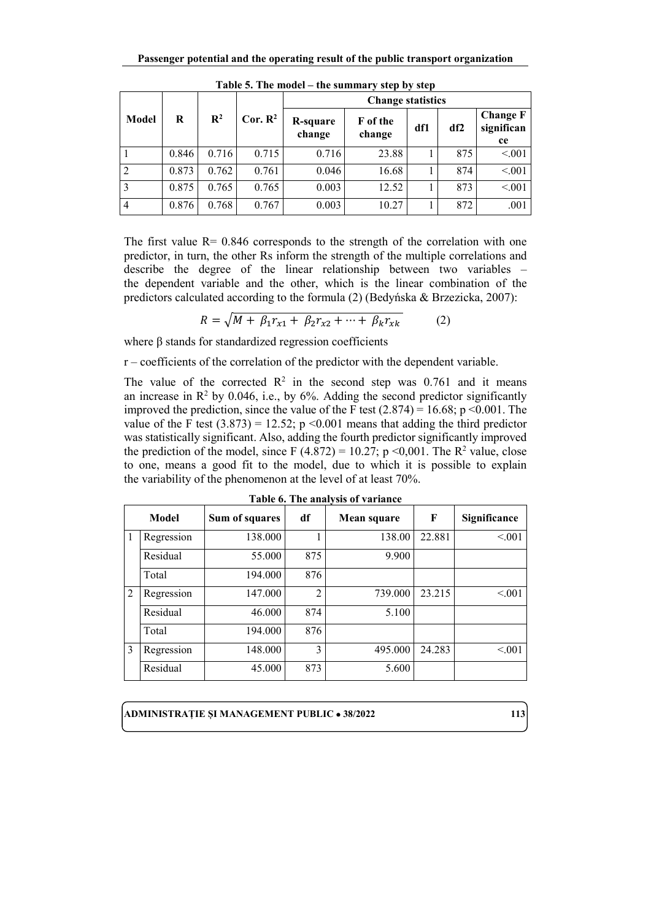**Table 5. The model – the summary step by step**

| Model | R | $R^2$ | Cor. $R^2$ | Change statistics | | | | |
|---|---|---|---|---|---|---|---|---|
| | | | | R-square change | F of the change | df1 | df2 | Change F significance |
| 1 | 0.846 | 0.716 | 0.715 | 0.716 | 23.88 | 1 | 875 | <.001 |
| 2 | 0.873 | 0.762 | 0.761 | 0.046 | 16.68 | 1 | 874 | <.001 |
| 3 | 0.875 | 0.765 | 0.765 | 0.003 | 12.52 | 1 | 873 | <.001 |
| 4 | 0.876 | 0.768 | 0.767 | 0.003 | 10.27 | 1 | 872 | .001 |

The first value R= 0.846 corresponds to the strength of the correlation with one predictor, in turn, the other Rs inform the strength of the multiple correlations and describe the degree of the linear relationship between two variables – the dependent variable and the other, which is the linear combination of the predictors calculated according to the formula (2) (Bedyńska & Brzezicka, 2007):

$$R = \sqrt{M + \beta_1 r_{x1} + \beta_2 r_{x2} + \cdots + \beta_k r_{xk}} \qquad (2)$$

where β stands for standardized regression coefficients

r – coefficients of the correlation of the predictor with the dependent variable.

The value of the corrected $R^2$ in the second step was 0.761 and it means an increase in $R^2$ by 0.046, i.e., by 6%. Adding the second predictor significantly improved the prediction, since the value of the F test $(2.874) = 16.68$; $p < 0.001$. The value of the F test $(3.873) = 12.52$; $p < 0.001$ means that adding the third predictor was statistically significant. Also, adding the fourth predictor significantly improved the prediction of the model, since $F (4.872) = 10.27$; $p < 0{,}001$. The $R^2$ value, close to one, means a good fit to the model, due to which it is possible to explain the variability of the phenomenon at the level of at least 70%.

**Table 6. The analysis of variance**

| Model | | Sum of squares | df | Mean square | F | Significance |
|---|---|---|---|---|---|---|
| 1 | Regression | 138.000 | 1 | 138.00 | 22.881 | <.001 |
| | Residual | 55.000 | 875 | 9.900 | | |
| | Total | 194.000 | 876 | | | |
| 2 | Regression | 147.000 | 2 | 739.000 | 23.215 | <.001 |
| | Residual | 46.000 | 874 | 5.100 | | |
| | Total | 194.000 | 876 | | | |
| 3 | Regression | 148.000 | 3 | 495.000 | 24.283 | <.001 |
| | Residual | 45.000 | 873 | 5.600 | | |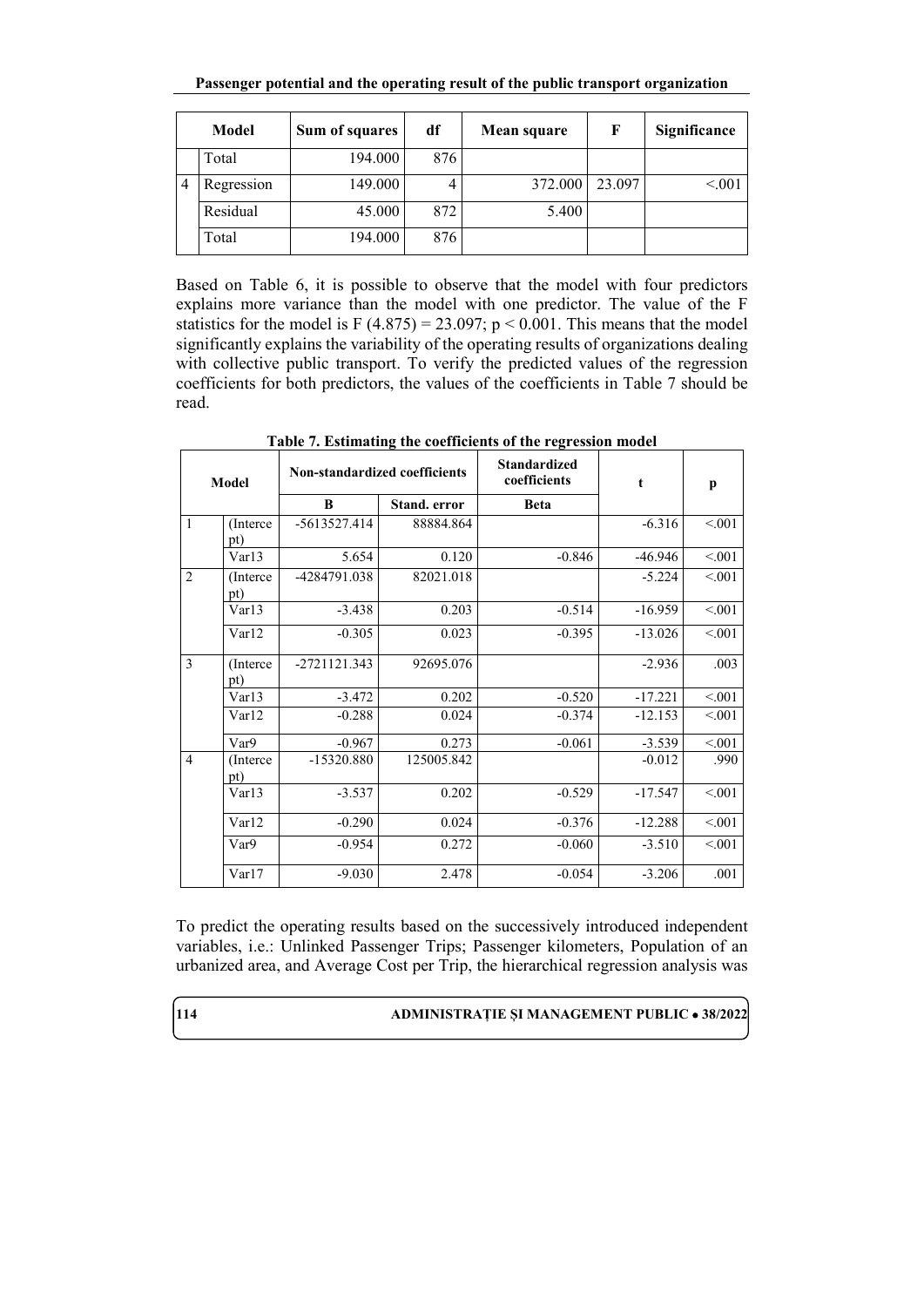| | Model | Sum of squares | df | Mean square | F | Significance |
|---|---|---|---|---|---|---|
| | Total | 194.000 | 876 | | | |
| 4 | Regression | 149.000 | 4 | 372.000 | 23.097 | <.001 |
| | Residual | 45.000 | 872 | 5.400 | | |
| | Total | 194.000 | 876 | | | |

Based on Table 6, it is possible to observe that the model with four predictors explains more variance than the model with one predictor. The value of the F statistics for the model is $F(4.875) = 23.097$; $p < 0.001$. This means that the model significantly explains the variability of the operating results of organizations dealing with collective public transport. To verify the predicted values of the regression coefficients for both predictors, the values of the coefficients in Table 7 should be read.

**Table 7. Estimating the coefficients of the regression model**

| Model | | Non-standardized coefficients | | Standardized coefficients | t | p |
|---|---|---|---|---|---|---|
| | | B | Stand. error | Beta | | |
| 1 | (Intercept) | -5613527.414 | 88884.864 | | -6.316 | <.001 |
| | Var13 | 5.654 | 0.120 | -0.846 | -46.946 | <.001 |
| 2 | (Intercept) | -4284791.038 | 82021.018 | | -5.224 | <.001 |
| | Var13 | -3.438 | 0.203 | -0.514 | -16.959 | <.001 |
| | Var12 | -0.305 | 0.023 | -0.395 | -13.026 | <.001 |
| 3 | (Intercept) | -2721121.343 | 92695.076 | | -2.936 | .003 |
| | Var13 | -3.472 | 0.202 | -0.520 | -17.221 | <.001 |
| | Var12 | -0.288 | 0.024 | -0.374 | -12.153 | <.001 |
| | Var9 | -0.967 | 0.273 | -0.061 | -3.539 | <.001 |
| 4 | (Intercept) | -15320.880 | 125005.842 | | -0.012 | .990 |
| | Var13 | -3.537 | 0.202 | -0.529 | -17.547 | <.001 |
| | Var12 | -0.290 | 0.024 | -0.376 | -12.288 | <.001 |
| | Var9 | -0.954 | 0.272 | -0.060 | -3.510 | <.001 |
| | Var17 | -9.030 | 2.478 | -0.054 | -3.206 | .001 |

To predict the operating results based on the successively introduced independent variables, i.e.: Unlinked Passenger Trips; Passenger kilometers, Population of an urbanized area, and Average Cost per Trip, the hierarchical regression analysis was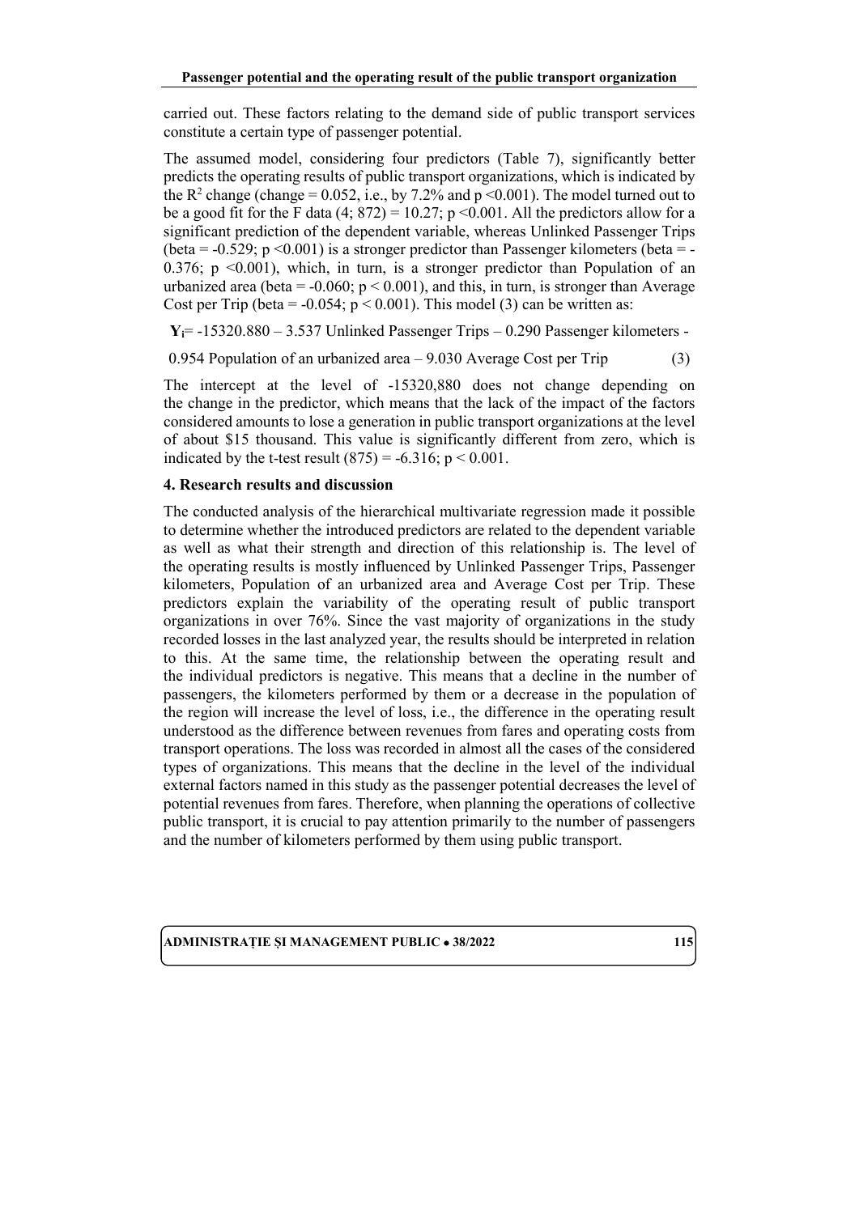carried out. These factors relating to the demand side of public transport services constitute a certain type of passenger potential.

The assumed model, considering four predictors (Table 7), significantly better predicts the operating results of public transport organizations, which is indicated by the $R^2$ change (change = 0.052, i.e., by 7.2% and $p < 0.001$). The model turned out to be a good fit for the F data $(4; 872) = 10.27$; $p < 0.001$. All the predictors allow for a significant prediction of the dependent variable, whereas Unlinked Passenger Trips (beta = -0.529; $p < 0.001$) is a stronger predictor than Passenger kilometers (beta = -0.376; $p < 0.001$), which, in turn, is a stronger predictor than Population of an urbanized area (beta = -0.060; $p < 0.001$), and this, in turn, is stronger than Average Cost per Trip (beta = -0.054; $p < 0.001$). This model (3) can be written as:

$$\mathbf{Y_i} = -15320.880 - 3.537 \text{ Unlinked Passenger Trips} - 0.290 \text{ Passenger kilometers} - 0.954 \text{ Population of an urbanized area} - 9.030 \text{ Average Cost per Trip} \quad (3)$$

The intercept at the level of -15320,880 does not change depending on the change in the predictor, which means that the lack of the impact of the factors considered amounts to lose a generation in public transport organizations at the level of about $15 thousand. This value is significantly different from zero, which is indicated by the t-test result $(875) = -6.316$; $p < 0.001$.

## 4. Research results and discussion

The conducted analysis of the hierarchical multivariate regression made it possible to determine whether the introduced predictors are related to the dependent variable as well as what their strength and direction of this relationship is. The level of the operating results is mostly influenced by Unlinked Passenger Trips, Passenger kilometers, Population of an urbanized area and Average Cost per Trip. These predictors explain the variability of the operating result of public transport organizations in over 76%. Since the vast majority of organizations in the study recorded losses in the last analyzed year, the results should be interpreted in relation to this. At the same time, the relationship between the operating result and the individual predictors is negative. This means that a decline in the number of passengers, the kilometers performed by them or a decrease in the population of the region will increase the level of loss, i.e., the difference in the operating result understood as the difference between revenues from fares and operating costs from transport operations. The loss was recorded in almost all the cases of the considered types of organizations. This means that the decline in the level of the individual external factors named in this study as the passenger potential decreases the level of potential revenues from fares. Therefore, when planning the operations of collective public transport, it is crucial to pay attention primarily to the number of passengers and the number of kilometers performed by them using public transport.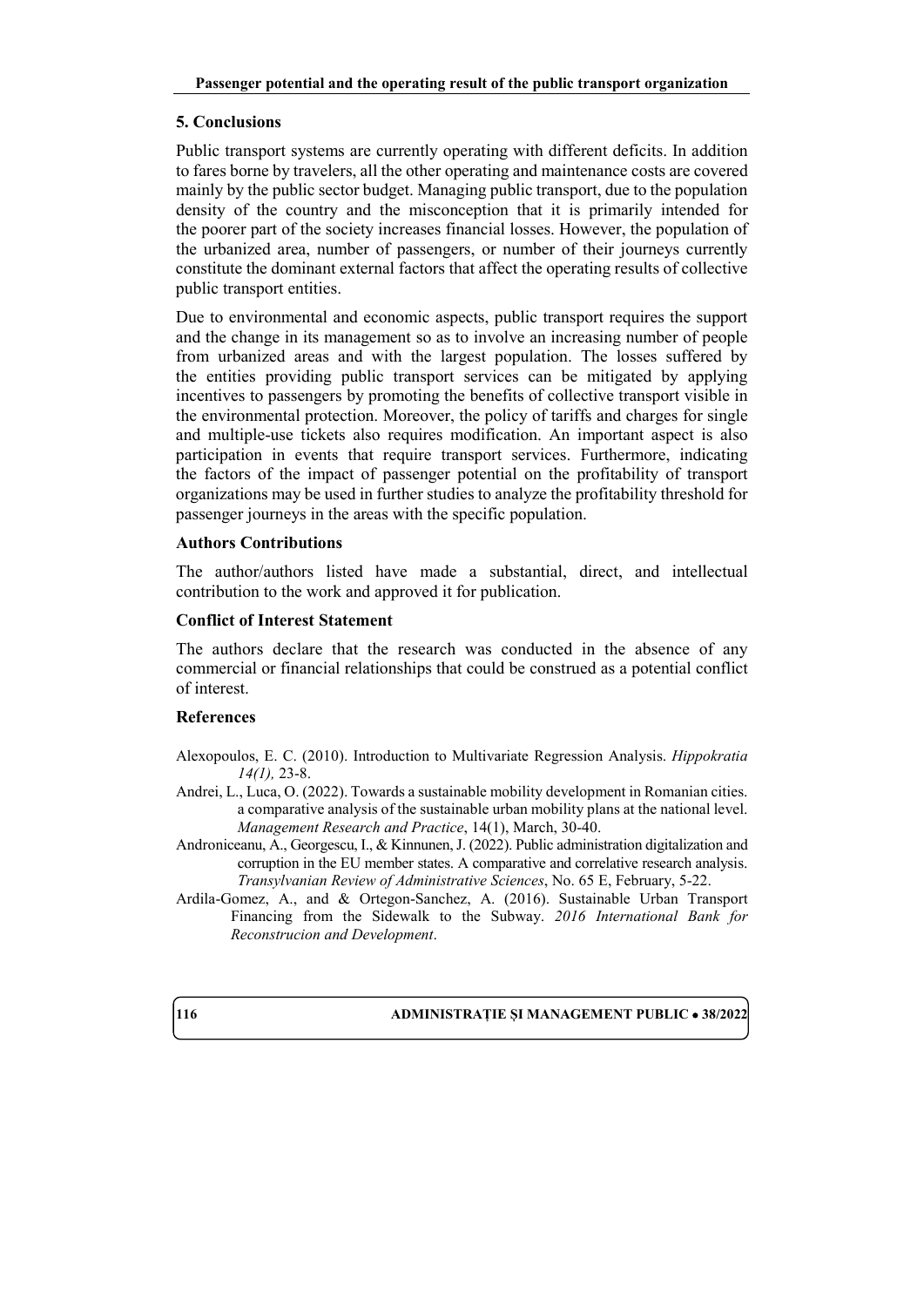## 5. Conclusions

Public transport systems are currently operating with different deficits. In addition to fares borne by travelers, all the other operating and maintenance costs are covered mainly by the public sector budget. Managing public transport, due to the population density of the country and the misconception that it is primarily intended for the poorer part of the society increases financial losses. However, the population of the urbanized area, number of passengers, or number of their journeys currently constitute the dominant external factors that affect the operating results of collective public transport entities.

Due to environmental and economic aspects, public transport requires the support and the change in its management so as to involve an increasing number of people from urbanized areas and with the largest population. The losses suffered by the entities providing public transport services can be mitigated by applying incentives to passengers by promoting the benefits of collective transport visible in the environmental protection. Moreover, the policy of tariffs and charges for single and multiple-use tickets also requires modification. An important aspect is also participation in events that require transport services. Furthermore, indicating the factors of the impact of passenger potential on the profitability of transport organizations may be used in further studies to analyze the profitability threshold for passenger journeys in the areas with the specific population.

### Authors Contributions

The author/authors listed have made a substantial, direct, and intellectual contribution to the work and approved it for publication.

### Conflict of Interest Statement

The authors declare that the research was conducted in the absence of any commercial or financial relationships that could be construed as a potential conflict of interest.

### References

Alexopoulos, E. C. (2010). Introduction to Multivariate Regression Analysis. *Hippokratia 14(1),* 23-8.

Andrei, L., Luca, O. (2022). Towards a sustainable mobility development in Romanian cities. a comparative analysis of the sustainable urban mobility plans at the national level. *Management Research and Practice*, 14(1), March, 30-40.

Androniceanu, A., Georgescu, I., & Kinnunen, J. (2022). Public administration digitalization and corruption in the EU member states. A comparative and correlative research analysis. *Transylvanian Review of Administrative Sciences*, No. 65 E, February, 5-22.

Ardila-Gomez, A., and & Ortegon-Sanchez, A. (2016). Sustainable Urban Transport Financing from the Sidewalk to the Subway. *2016 International Bank for Reconstrucion and Development*.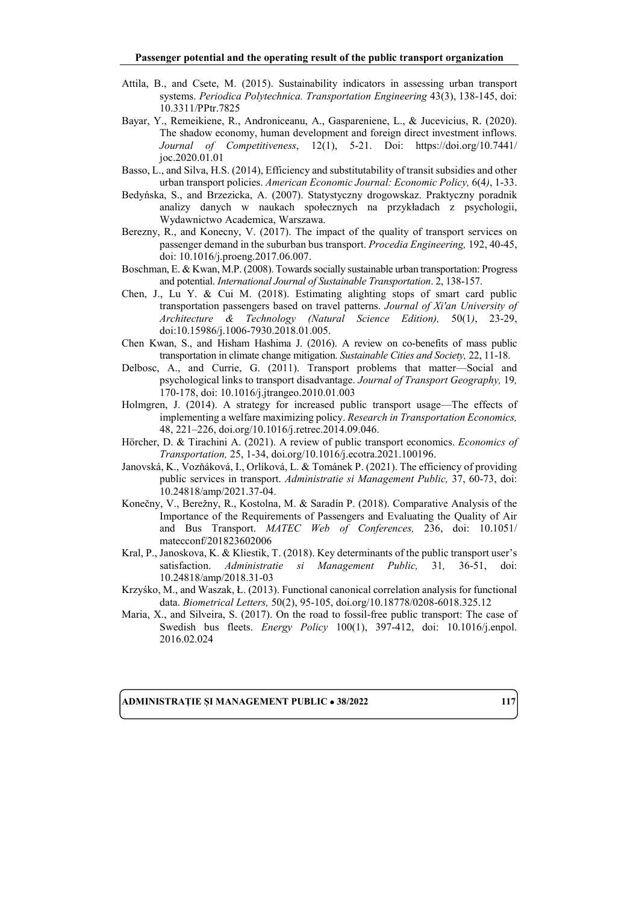Attila, B., and Csete, M. (2015). Sustainability indicators in assessing urban transport systems. *Periodica Polytechnica. Transportation Engineering* 43(3), 138-145, doi: 10.3311/PPtr.7825

Bayar, Y., Remeikiene, R., Androniceanu, A., Gaspareniene, L., & Jucevicius, R. (2020). The shadow economy, human development and foreign direct investment inflows. *Journal of Competitiveness*, 12(1), 5-21. Doi: https://doi.org/10.7441/joc.2020.01.01

Basso, L., and Silva, H.S. (2014), Efficiency and substitutability of transit subsidies and other urban transport policies. *American Economic Journal: Economic Policy,* 6(4*)*, 1-33.

Bedyńska, S., and Brzezicka, A. (2007). Statystyczny drogowskaz. Praktyczny poradnik analizy danych w naukach społecznych na przykładach z psychologii, Wydawnictwo Academica, Warszawa.

Berezny, R., and Konecny, V. (2017). The impact of the quality of transport services on passenger demand in the suburban bus transport. *Procedia Engineering,* 192, 40-45, doi: 10.1016/j.proeng.2017.06.007.

Boschman, E. & Kwan, M.P. (2008). Towards socially sustainable urban transportation: Progress and potential. *International Journal of Sustainable Transportation*. 2, 138-157.

Chen, J., Lu Y. & Cui M. (2018). Estimating alighting stops of smart card public transportation passengers based on travel patterns. *Journal of Xi'an University of Architecture & Technology (Natural Science Edition),* 50(1*)*, 23-29, doi:10.15986/j.1006-7930.2018.01.005.

Chen Kwan, S., and Hisham Hashima J. (2016). A review on co-benefits of mass public transportation in climate change mitigation. *Sustainable Cities and Society,* 22, 11-18.

Delbosc, A., and Currie, G. (2011). Transport problems that matter—Social and psychological links to transport disadvantage. *Journal of Transport Geography,* 19*,* 170-178, doi: 10.1016/j.jtrangeo.2010.01.003

Holmgren, J. (2014). A strategy for increased public transport usage—The effects of implementing a welfare maximizing policy. *Research in Transportation Economics,* 48, 221–226, doi.org/10.1016/j.retrec.2014.09.046.

Hörcher, D. & Tirachini A. (2021). A review of public transport economics. *Economics of Transportation,* 25, 1-34, doi.org/10.1016/j.ecotra.2021.100196.

Janovská, K., Vozňáková, I., Orlíková, L. & Tománek P. (2021). The efficiency of providing public services in transport. *Administratie si Management Public,* 37, 60-73, doi: 10.24818/amp/2021.37-04.

Konečny, V., Berežny, R., Kostolna, M. & Saradín P. (2018). Comparative Analysis of the Importance of the Requirements of Passengers and Evaluating the Quality of Air and Bus Transport. *MATEC Web of Conferences,* 236, doi: 10.1051/matecconf/201823602006

Kral, P., Janoskova, K. & Kliestik, T. (2018). Key determinants of the public transport user's satisfaction. *Administratie si Management Public,* 31*,* 36-51, doi: 10.24818/amp/2018.31-03

Krzyśko, M., and Waszak, Ł. (2013). Functional canonical correlation analysis for functional data. *Biometrical Letters,* 50(2), 95-105, doi.org/10.18778/0208-6018.325.12

Maria, X., and Silveira, S. (2017). On the road to fossil-free public transport: The case of Swedish bus fleets. *Energy Policy* 100(1), 397-412, doi: 10.1016/j.enpol.2016.02.024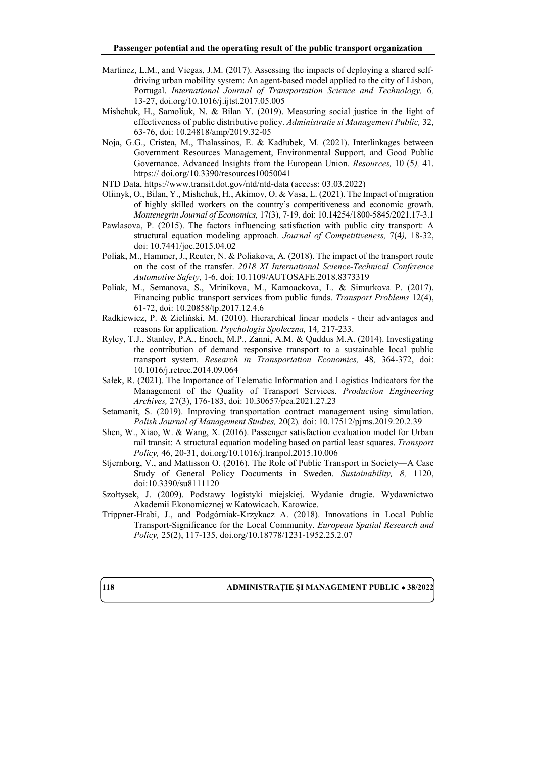Martinez, L.M., and Viegas, J.M. (2017). Assessing the impacts of deploying a shared self-driving urban mobility system: An agent-based model applied to the city of Lisbon, Portugal. *International Journal of Transportation Science and Technology,* 6*,* 13-27, doi.org/10.1016/j.ijtst.2017.05.005

Mishchuk, H., Samoliuk, N. & Bilan Y. (2019). Measuring social justice in the light of effectiveness of public distributive policy. *Administratie si Management Public,* 32, 63-76, doi: 10.24818/amp/2019.32-05

Noja, G.G., Cristea, M., Thalassinos, E. & Kadłubek, M. (2021). Interlinkages between Government Resources Management, Environmental Support, and Good Public Governance. Advanced Insights from the European Union. *Resources,* 10 (5*),* 41. https:// doi.org/10.3390/resources10050041

NTD Data, https://www.transit.dot.gov/ntd/ntd-data (access: 03.03.2022)

Oliinyk, O., Bilan, Y., Mishchuk, H., Akimov, O. & Vasa, L. (2021). The Impact of migration of highly skilled workers on the country's competitiveness and economic growth. *Montenegrin Journal of Economics,* 17(3), 7-19, doi: 10.14254/1800-5845/2021.17-3.1

Pawlasova, P. (2015). The factors influencing satisfaction with public city transport: A structural equation modeling approach. *Journal of Competitiveness,* 7(4*),* 18-32, doi: 10.7441/joc.2015.04.02

Poliak, M., Hammer, J., Reuter, N. & Poliakova, A. (2018). The impact of the transport route on the cost of the transfer. *2018 XI International Science-Technical Conference Automotive Safety*, 1-6, doi: 10.1109/AUTOSAFE.2018.8373319

Poliak, M., Semanova, S., Mrinikova, M., Kamoackova, L. & Simurkova P. (2017). Financing public transport services from public funds. *Transport Problems* 12(4), 61-72, doi: 10.20858/tp.2017.12.4.6

Radkiewicz, P. & Zieliński, M. (2010). Hierarchical linear models - their advantages and reasons for application. *Psychologia Społeczna,* 14*,* 217-233.

Ryley, T.J., Stanley, P.A., Enoch, M.P., Zanni, A.M. & Quddus M.A. (2014). Investigating the contribution of demand responsive transport to a sustainable local public transport system. *Research in Transportation Economics,* 48*,* 364-372, doi: 10.1016/j.retrec.2014.09.064

Sałek, R. (2021). The Importance of Telematic Information and Logistics Indicators for the Management of the Quality of Transport Services. *Production Engineering Archives,* 27(3), 176-183, doi: 10.30657/pea.2021.27.23

Setamanit, S. (2019). Improving transportation contract management using simulation. *Polish Journal of Management Studies,* 20(2)*,* doi: 10.17512/pjms.2019.20.2.39

Shen, W., Xiao, W. & Wang, X. (2016). Passenger satisfaction evaluation model for Urban rail transit: A structural equation modeling based on partial least squares. *Transport Policy,* 46, 20-31, doi.org/10.1016/j.tranpol.2015.10.006

Stjernborg, V., and Mattisson O. (2016). The Role of Public Transport in Society—A Case Study of General Policy Documents in Sweden. *Sustainability, 8,* 1120, doi:10.3390/su8111120

Szołtysek, J. (2009). Podstawy logistyki miejskiej. Wydanie drugie. Wydawnictwo Akademii Ekonomicznej w Katowicach. Katowice.

Trippner-Hrabi, J., and Podgórniak-Krzykacz A. (2018). Innovations in Local Public Transport-Significance for the Local Community. *European Spatial Research and Policy,* 25(2), 117-135, doi.org/10.18778/1231-1952.25.2.07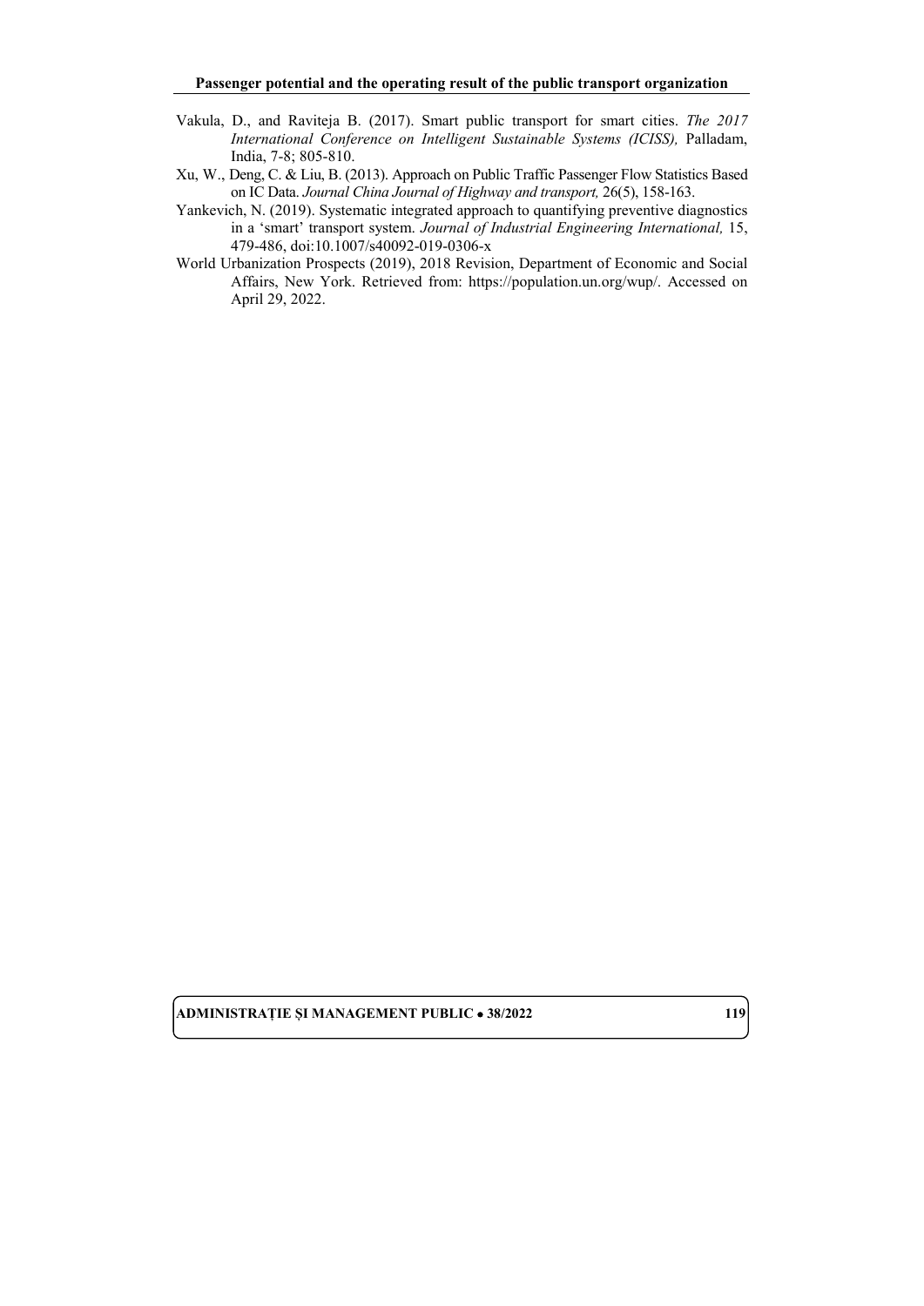Vakula, D., and Raviteja B. (2017). Smart public transport for smart cities. *The 2017 International Conference on Intelligent Sustainable Systems (ICISS),* Palladam, India, 7-8; 805-810.

Xu, W., Deng, C. & Liu, B. (2013). Approach on Public Traffic Passenger Flow Statistics Based on IC Data. *Journal China Journal of Highway and transport,* 26(5), 158-163.

Yankevich, N. (2019). Systematic integrated approach to quantifying preventive diagnostics in a 'smart' transport system. *Journal of Industrial Engineering International,* 15, 479-486, doi:10.1007/s40092-019-0306-x

World Urbanization Prospects (2019), 2018 Revision, Department of Economic and Social Affairs, New York. Retrieved from: https://population.un.org/wup/. Accessed on April 29, 2022.